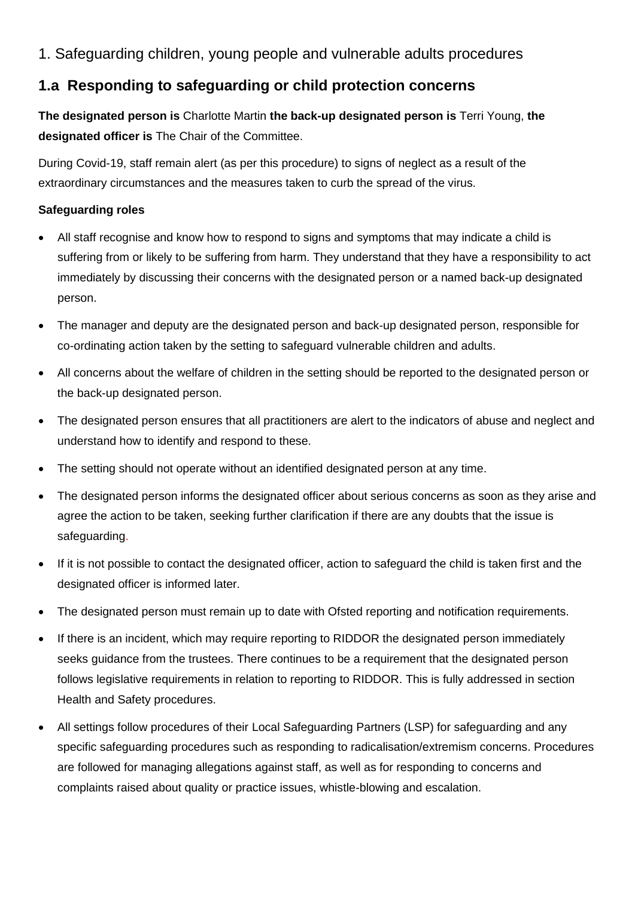# 1. Safeguarding children, young people and vulnerable adults procedures

## 1.a Responding to safeguarding or child protection concerns

**The designated person is** Charlotte Martin **the back-up designated person is** Terri Young, **the designated officer is** The Chair of the Committee.

During Covid-19, staff remain alert (as per this procedure) to signs of neglect as a result of the extraordinary circumstances and the measures taken to curb the spread of the virus.

**Safeguarding roles**

- All staff recognise and know how to respond to signs and symptoms that may indicate a child is suffering from or likely to be suffering from harm. They understand that they have a responsibility to act immediately by discussing their concerns with the designated person or a named back-up designated person.
- The manager and deputy are the designated person and back-up designated person, responsible for co-ordinating action taken by the setting to safeguard vulnerable children and adults.
- All concerns about the welfare of children in the setting should be reported to the designated person or the back-up designated person.
- The designated person ensures that all practitioners are alert to the indicators of abuse and neglect and understand how to identify and respond to these.
- The setting should not operate without an identified designated person at any time.
- The designated person informs the designated officer about serious concerns as soon as they arise and agree the action to be taken, seeking further clarification if there are any doubts that the issue is safeguarding.
- If it is not possible to contact the designated officer, action to safeguard the child is taken first and the designated officer is informed later.
- The designated person must remain up to date with Ofsted reporting and notification requirements.
- If there is an incident, which may require reporting to RIDDOR the designated person immediately seeks guidance from the trustees. There continues to be a requirement that the designated person follows legislative requirements in relation to reporting to RIDDOR. This is fully addressed in section Health and Safety procedures.
- All settings follow procedures of their Local Safeguarding Partners (LSP) for safeguarding and any specific safeguarding procedures such as responding to radicalisation/extremism concerns. Procedures are followed for managing allegations against staff, as well as for responding to concerns and complaints raised about quality or practice issues, whistle-blowing and escalation.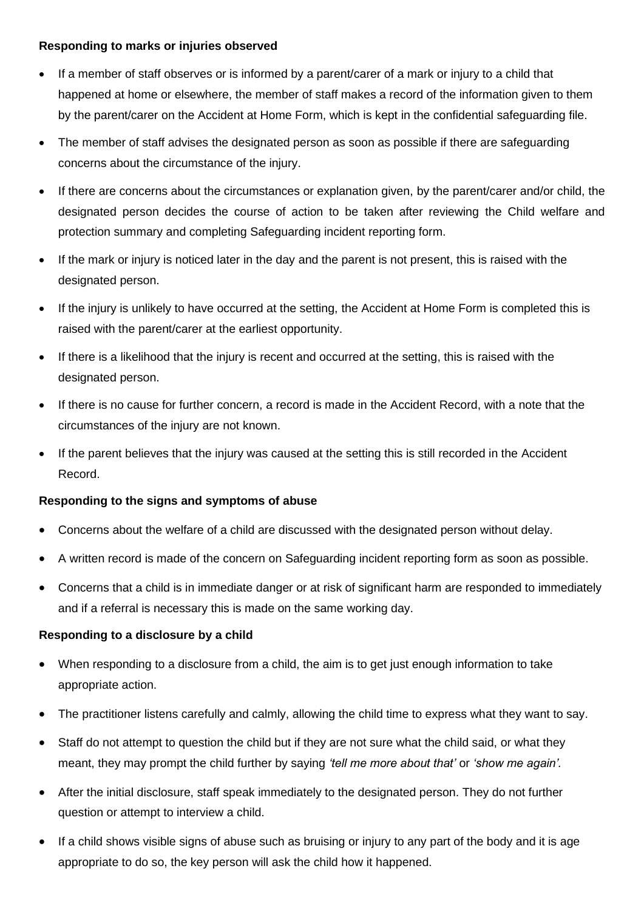**Responding to marks or injuries observed**

- If a member of staff observes or is informed by a parent/carer of a mark or injury to a child that happened at home or elsewhere, the member of staff makes a record of the information given to them by the parent/carer on the Accident at Home Form, which is kept in the confidential safeguarding file.
- The member of staff advises the designated person as soon as possible if there are safeguarding concerns about the circumstance of the injury.
- If there are concerns about the circumstances or explanation given, by the parent/carer and/or child, the designated person decides the course of action to be taken after reviewing the Child welfare and protection summary and completing Safeguarding incident reporting form.
- If the mark or injury is noticed later in the day and the parent is not present, this is raised with the designated person.
- If the injury is unlikely to have occurred at the setting, the Accident at Home Form is completed this is raised with the parent/carer at the earliest opportunity.
- If there is a likelihood that the injury is recent and occurred at the setting, this is raised with the designated person.
- If there is no cause for further concern, a record is made in the Accident Record, with a note that the circumstances of the injury are not known.
- If the parent believes that the injury was caused at the setting this is still recorded in the Accident Record.

**Responding to the signs and symptoms of abuse**

- Concerns about the welfare of a child are discussed with the designated person without delay.
- A written record is made of the concern on Safeguarding incident reporting form as soon as possible.
- Concerns that a child is in immediate danger or at risk of significant harm are responded to immediately and if a referral is necessary this is made on the same working day.

**Responding to a disclosure by a child**

- When responding to a disclosure from a child, the aim is to get just enough information to take appropriate action.
- The practitioner listens carefully and calmly, allowing the child time to express what they want to say.
- Staff do not attempt to question the child but if they are not sure what the child said, or what they meant, they may prompt the child further by saying *'tell me more about that'* or *'show me again'.*
- After the initial disclosure, staff speak immediately to the designated person. They do not further question or attempt to interview a child.
- If a child shows visible signs of abuse such as bruising or injury to any part of the body and it is age appropriate to do so, the key person will ask the child how it happened.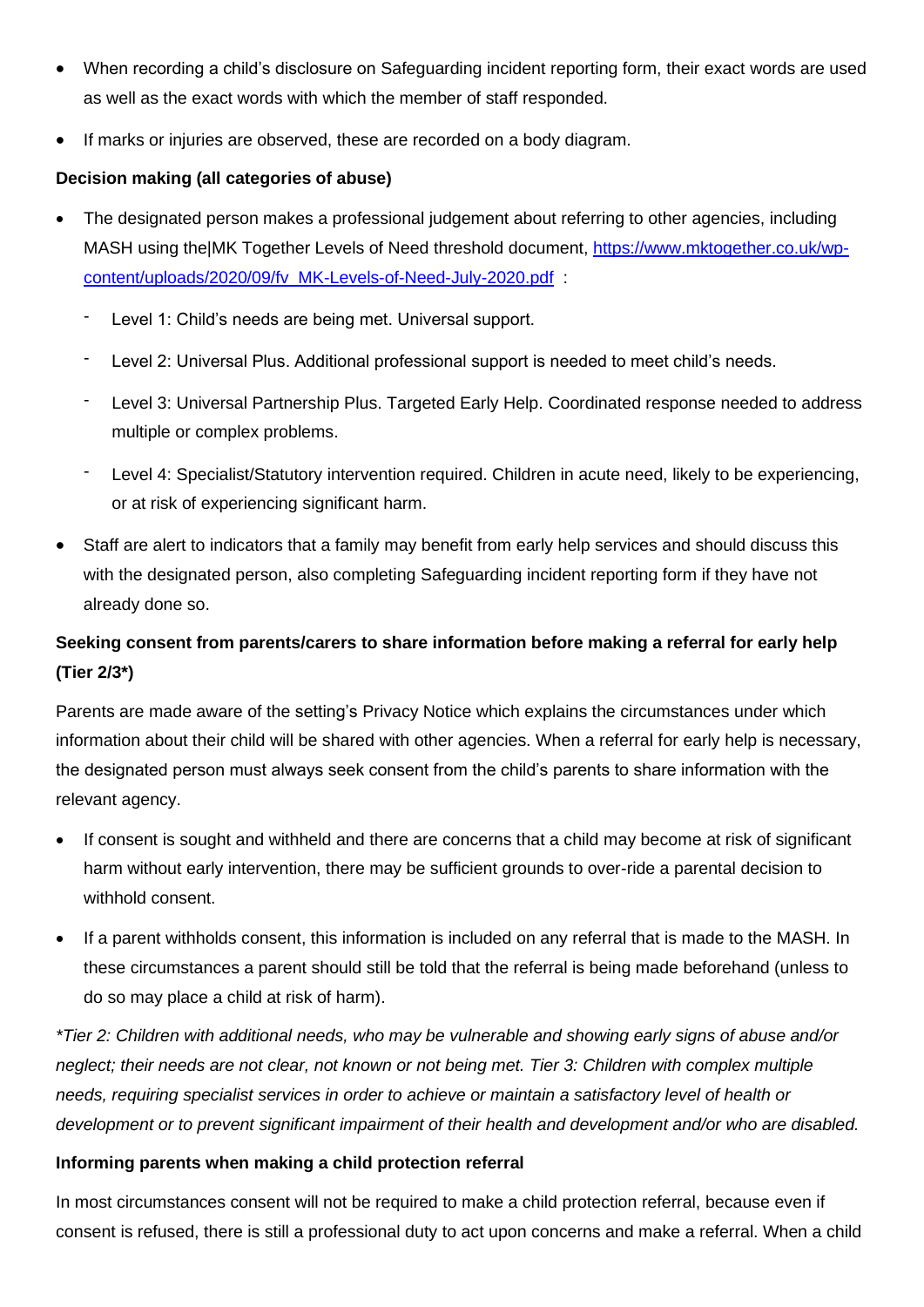- When recording a child's disclosure on Safeguarding incident reporting form, their exact words are used as well as the exact words with which the member of staff responded.
- If marks or injuries are observed, these are recorded on a body diagram.

**Decision making (all categories of abuse)**

- The designated person makes a professional judgement about referring to other agencies, including MASH using the|MK Together Levels of Need threshold document, [https://www.mktogether.co.uk/wp-content/uploads/2020/09/fv_MK-Levels-of-Need-July-2020.pdf](https://www.mktogether.co.uk/wp-content/uploads/2020/09/fv_MK-Levels-of-Need-July-2020.pdf) :
  - Level 1: Child's needs are being met. Universal support.
  - Level 2: Universal Plus. Additional professional support is needed to meet child's needs.
  - Level 3: Universal Partnership Plus. Targeted Early Help. Coordinated response needed to address multiple or complex problems.
  - Level 4: Specialist/Statutory intervention required. Children in acute need, likely to be experiencing, or at risk of experiencing significant harm.
- Staff are alert to indicators that a family may benefit from early help services and should discuss this with the designated person, also completing Safeguarding incident reporting form if they have not already done so.

**Seeking consent from parents/carers to share information before making a referral for early help (Tier 2/3*)**

Parents are made aware of the setting's Privacy Notice which explains the circumstances under which information about their child will be shared with other agencies. When a referral for early help is necessary, the designated person must always seek consent from the child's parents to share information with the relevant agency.

- If consent is sought and withheld and there are concerns that a child may become at risk of significant harm without early intervention, there may be sufficient grounds to over-ride a parental decision to withhold consent.
- If a parent withholds consent, this information is included on any referral that is made to the MASH. In these circumstances a parent should still be told that the referral is being made beforehand (unless to do so may place a child at risk of harm).

*\*Tier 2: Children with additional needs, who may be vulnerable and showing early signs of abuse and/or neglect; their needs are not clear, not known or not being met. Tier 3: Children with complex multiple needs, requiring specialist services in order to achieve or maintain a satisfactory level of health or development or to prevent significant impairment of their health and development and/or who are disabled.*

**Informing parents when making a child protection referral**

In most circumstances consent will not be required to make a child protection referral, because even if consent is refused, there is still a professional duty to act upon concerns and make a referral. When a child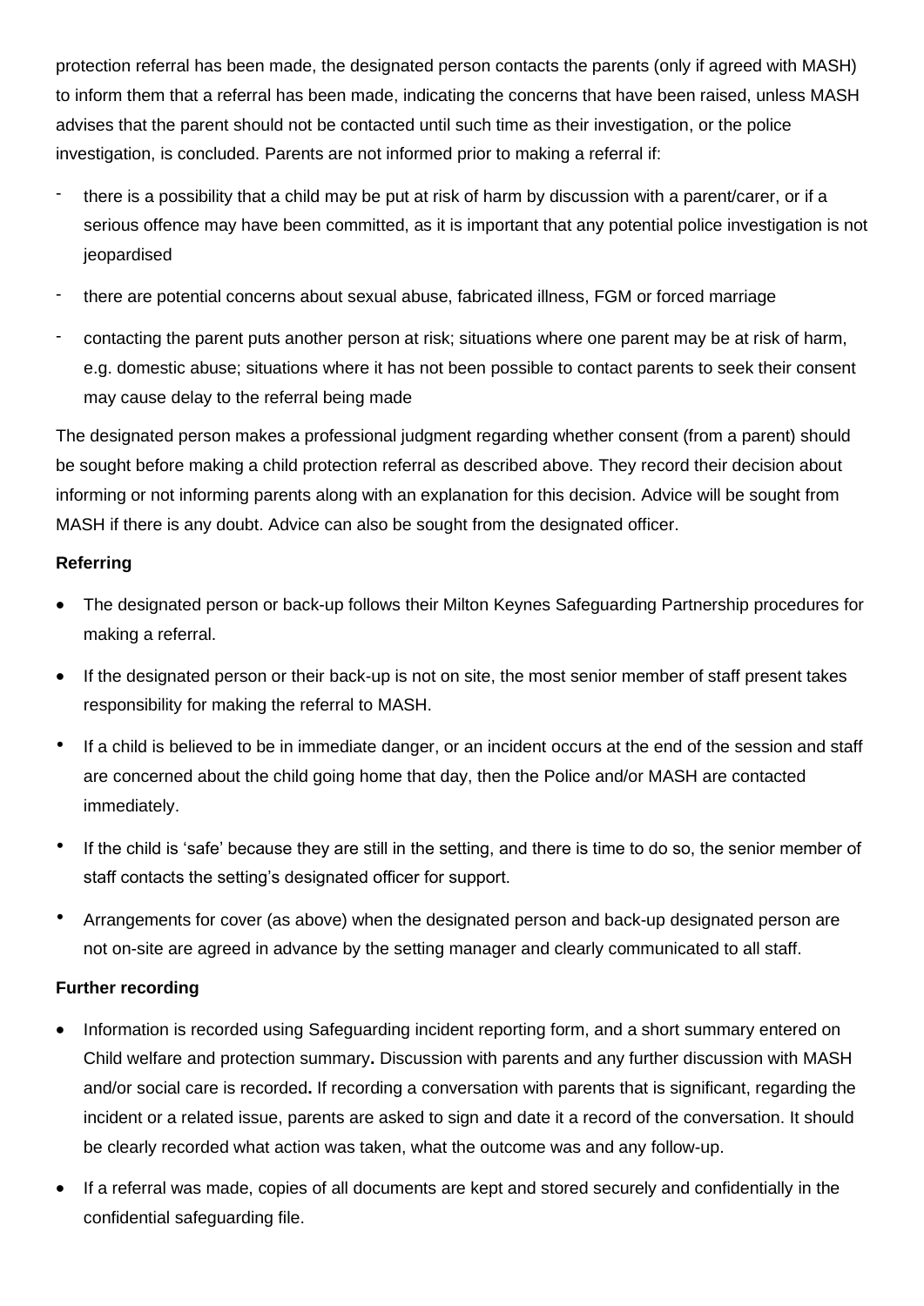protection referral has been made, the designated person contacts the parents (only if agreed with MASH) to inform them that a referral has been made, indicating the concerns that have been raised, unless MASH advises that the parent should not be contacted until such time as their investigation, or the police investigation, is concluded. Parents are not informed prior to making a referral if:

- there is a possibility that a child may be put at risk of harm by discussion with a parent/carer, or if a serious offence may have been committed, as it is important that any potential police investigation is not jeopardised
- there are potential concerns about sexual abuse, fabricated illness, FGM or forced marriage
- contacting the parent puts another person at risk; situations where one parent may be at risk of harm, e.g. domestic abuse; situations where it has not been possible to contact parents to seek their consent may cause delay to the referral being made

The designated person makes a professional judgment regarding whether consent (from a parent) should be sought before making a child protection referral as described above. They record their decision about informing or not informing parents along with an explanation for this decision. Advice will be sought from MASH if there is any doubt. Advice can also be sought from the designated officer.

**Referring**

- The designated person or back-up follows their Milton Keynes Safeguarding Partnership procedures for making a referral.
- If the designated person or their back-up is not on site, the most senior member of staff present takes responsibility for making the referral to MASH.
- If a child is believed to be in immediate danger, or an incident occurs at the end of the session and staff are concerned about the child going home that day, then the Police and/or MASH are contacted immediately.
- If the child is 'safe' because they are still in the setting, and there is time to do so, the senior member of staff contacts the setting's designated officer for support.
- Arrangements for cover (as above) when the designated person and back-up designated person are not on-site are agreed in advance by the setting manager and clearly communicated to all staff.

**Further recording**

- Information is recorded using Safeguarding incident reporting form, and a short summary entered on Child welfare and protection summary**.** Discussion with parents and any further discussion with MASH and/or social care is recorded**.** If recording a conversation with parents that is significant, regarding the incident or a related issue, parents are asked to sign and date it a record of the conversation. It should be clearly recorded what action was taken, what the outcome was and any follow-up.
- If a referral was made, copies of all documents are kept and stored securely and confidentially in the confidential safeguarding file.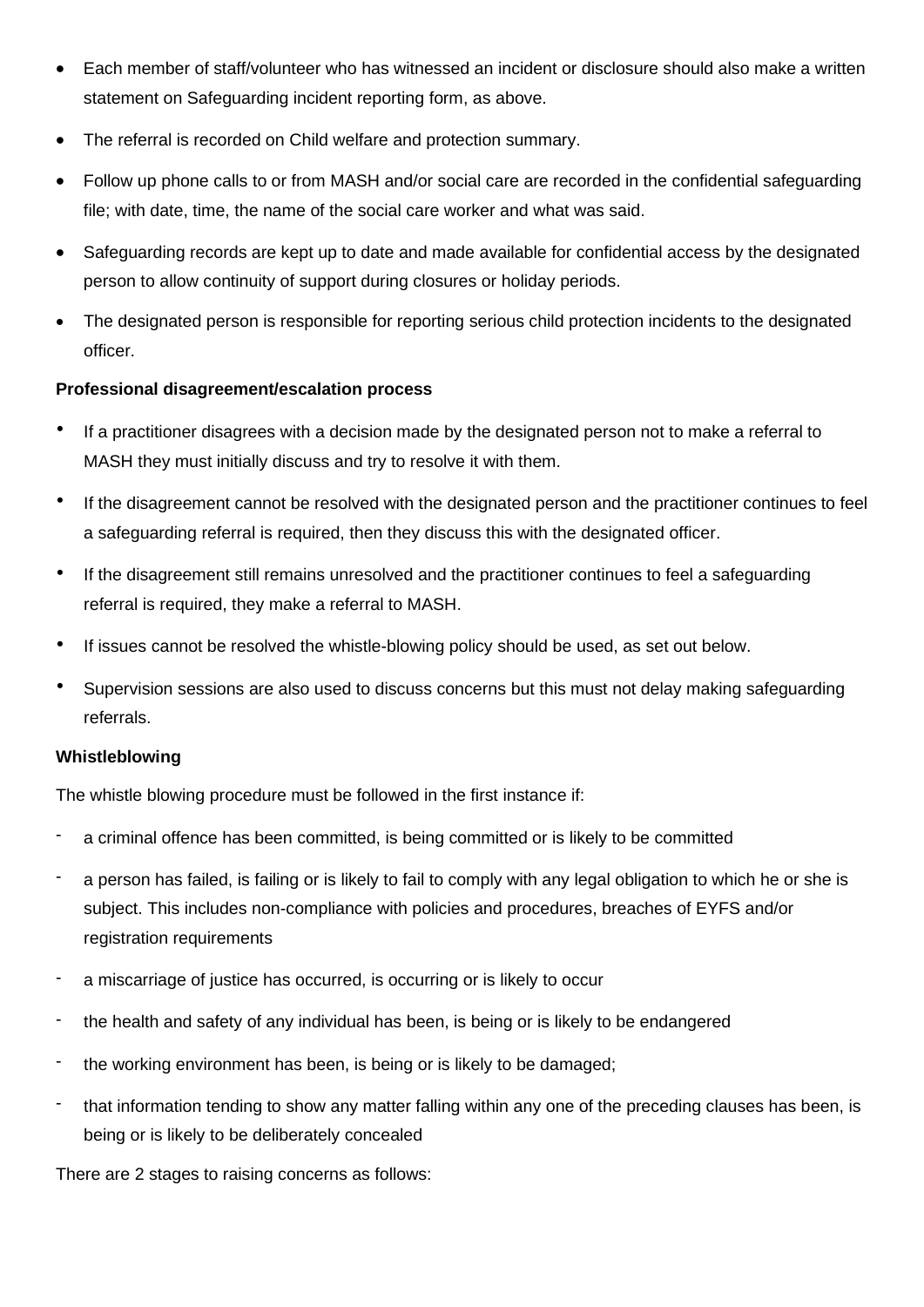- Each member of staff/volunteer who has witnessed an incident or disclosure should also make a written statement on Safeguarding incident reporting form, as above.
- The referral is recorded on Child welfare and protection summary.
- Follow up phone calls to or from MASH and/or social care are recorded in the confidential safeguarding file; with date, time, the name of the social care worker and what was said.
- Safeguarding records are kept up to date and made available for confidential access by the designated person to allow continuity of support during closures or holiday periods.
- The designated person is responsible for reporting serious child protection incidents to the designated officer.

**Professional disagreement/escalation process**

- If a practitioner disagrees with a decision made by the designated person not to make a referral to MASH they must initially discuss and try to resolve it with them.
- If the disagreement cannot be resolved with the designated person and the practitioner continues to feel a safeguarding referral is required, then they discuss this with the designated officer.
- If the disagreement still remains unresolved and the practitioner continues to feel a safeguarding referral is required, they make a referral to MASH.
- If issues cannot be resolved the whistle-blowing policy should be used, as set out below.
- Supervision sessions are also used to discuss concerns but this must not delay making safeguarding referrals.

**Whistleblowing**

The whistle blowing procedure must be followed in the first instance if:

- a criminal offence has been committed, is being committed or is likely to be committed
- a person has failed, is failing or is likely to fail to comply with any legal obligation to which he or she is subject. This includes non-compliance with policies and procedures, breaches of EYFS and/or registration requirements
- a miscarriage of justice has occurred, is occurring or is likely to occur
- the health and safety of any individual has been, is being or is likely to be endangered
- the working environment has been, is being or is likely to be damaged;
- that information tending to show any matter falling within any one of the preceding clauses has been, is being or is likely to be deliberately concealed

There are 2 stages to raising concerns as follows: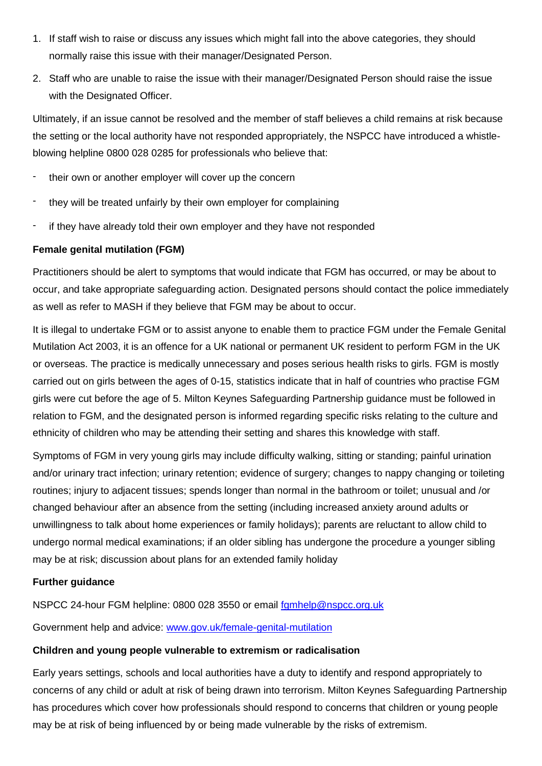1. If staff wish to raise or discuss any issues which might fall into the above categories, they should normally raise this issue with their manager/Designated Person.
2. Staff who are unable to raise the issue with their manager/Designated Person should raise the issue with the Designated Officer.

Ultimately, if an issue cannot be resolved and the member of staff believes a child remains at risk because the setting or the local authority have not responded appropriately, the NSPCC have introduced a whistle-blowing helpline 0800 028 0285 for professionals who believe that:

- their own or another employer will cover up the concern
- they will be treated unfairly by their own employer for complaining
- if they have already told their own employer and they have not responded

**Female genital mutilation (FGM)**

Practitioners should be alert to symptoms that would indicate that FGM has occurred, or may be about to occur, and take appropriate safeguarding action. Designated persons should contact the police immediately as well as refer to MASH if they believe that FGM may be about to occur.

It is illegal to undertake FGM or to assist anyone to enable them to practice FGM under the Female Genital Mutilation Act 2003, it is an offence for a UK national or permanent UK resident to perform FGM in the UK or overseas. The practice is medically unnecessary and poses serious health risks to girls. FGM is mostly carried out on girls between the ages of 0-15, statistics indicate that in half of countries who practise FGM girls were cut before the age of 5. Milton Keynes Safeguarding Partnership guidance must be followed in relation to FGM, and the designated person is informed regarding specific risks relating to the culture and ethnicity of children who may be attending their setting and shares this knowledge with staff.

Symptoms of FGM in very young girls may include difficulty walking, sitting or standing; painful urination and/or urinary tract infection; urinary retention; evidence of surgery; changes to nappy changing or toileting routines; injury to adjacent tissues; spends longer than normal in the bathroom or toilet; unusual and /or changed behaviour after an absence from the setting (including increased anxiety around adults or unwillingness to talk about home experiences or family holidays); parents are reluctant to allow child to undergo normal medical examinations; if an older sibling has undergone the procedure a younger sibling may be at risk; discussion about plans for an extended family holiday

**Further guidance**

NSPCC 24-hour FGM helpline: 0800 028 3550 or email [fgmhelp@nspcc.org.uk](mailto:fgmhelp@nspcc.org.uk)

Government help and advice: [www.gov.uk/female-genital-mutilation](http://www.gov.uk/female-genital-mutilation)

**Children and young people vulnerable to extremism or radicalisation**

Early years settings, schools and local authorities have a duty to identify and respond appropriately to concerns of any child or adult at risk of being drawn into terrorism. Milton Keynes Safeguarding Partnership has procedures which cover how professionals should respond to concerns that children or young people may be at risk of being influenced by or being made vulnerable by the risks of extremism.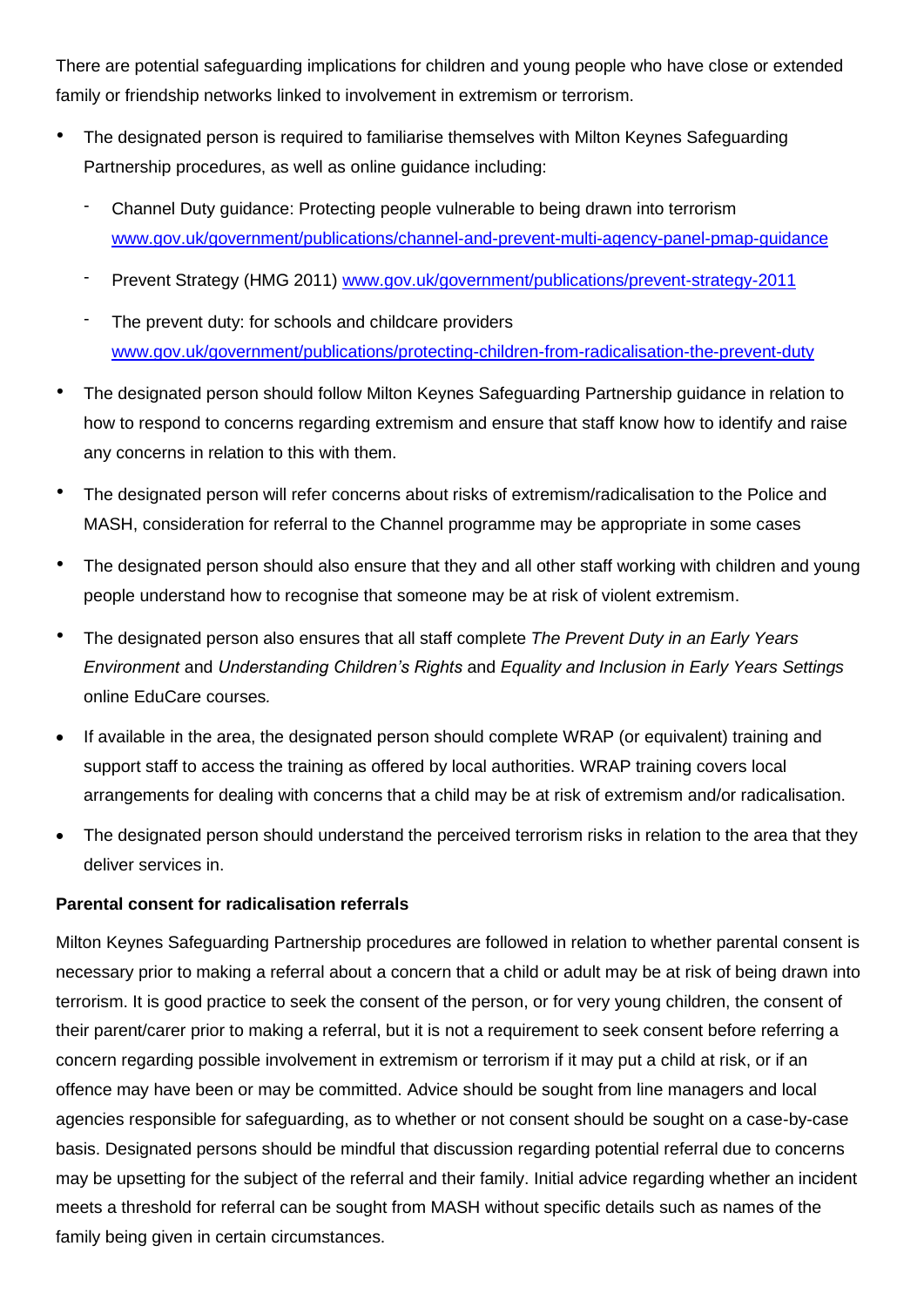There are potential safeguarding implications for children and young people who have close or extended family or friendship networks linked to involvement in extremism or terrorism.

- The designated person is required to familiarise themselves with Milton Keynes Safeguarding Partnership procedures, as well as online guidance including:
  - Channel Duty guidance: Protecting people vulnerable to being drawn into terrorism [www.gov.uk/government/publications/channel-and-prevent-multi-agency-panel-pmap-guidance](www.gov.uk/government/publications/channel-and-prevent-multi-agency-panel-pmap-guidance)
  - Prevent Strategy (HMG 2011) [www.gov.uk/government/publications/prevent-strategy-2011](www.gov.uk/government/publications/prevent-strategy-2011)
  - The prevent duty: for schools and childcare providers [www.gov.uk/government/publications/protecting-children-from-radicalisation-the-prevent-duty](www.gov.uk/government/publications/protecting-children-from-radicalisation-the-prevent-duty)
- The designated person should follow Milton Keynes Safeguarding Partnership guidance in relation to how to respond to concerns regarding extremism and ensure that staff know how to identify and raise any concerns in relation to this with them.
- The designated person will refer concerns about risks of extremism/radicalisation to the Police and MASH, consideration for referral to the Channel programme may be appropriate in some cases
- The designated person should also ensure that they and all other staff working with children and young people understand how to recognise that someone may be at risk of violent extremism.
- The designated person also ensures that all staff complete *The Prevent Duty in an Early Years Environment* and *Understanding Children's Rights* and *Equality and Inclusion in Early Years Settings* online EduCare courses.
- If available in the area, the designated person should complete WRAP (or equivalent) training and support staff to access the training as offered by local authorities. WRAP training covers local arrangements for dealing with concerns that a child may be at risk of extremism and/or radicalisation.
- The designated person should understand the perceived terrorism risks in relation to the area that they deliver services in.

**Parental consent for radicalisation referrals**

Milton Keynes Safeguarding Partnership procedures are followed in relation to whether parental consent is necessary prior to making a referral about a concern that a child or adult may be at risk of being drawn into terrorism. It is good practice to seek the consent of the person, or for very young children, the consent of their parent/carer prior to making a referral, but it is not a requirement to seek consent before referring a concern regarding possible involvement in extremism or terrorism if it may put a child at risk, or if an offence may have been or may be committed. Advice should be sought from line managers and local agencies responsible for safeguarding, as to whether or not consent should be sought on a case-by-case basis. Designated persons should be mindful that discussion regarding potential referral due to concerns may be upsetting for the subject of the referral and their family. Initial advice regarding whether an incident meets a threshold for referral can be sought from MASH without specific details such as names of the family being given in certain circumstances.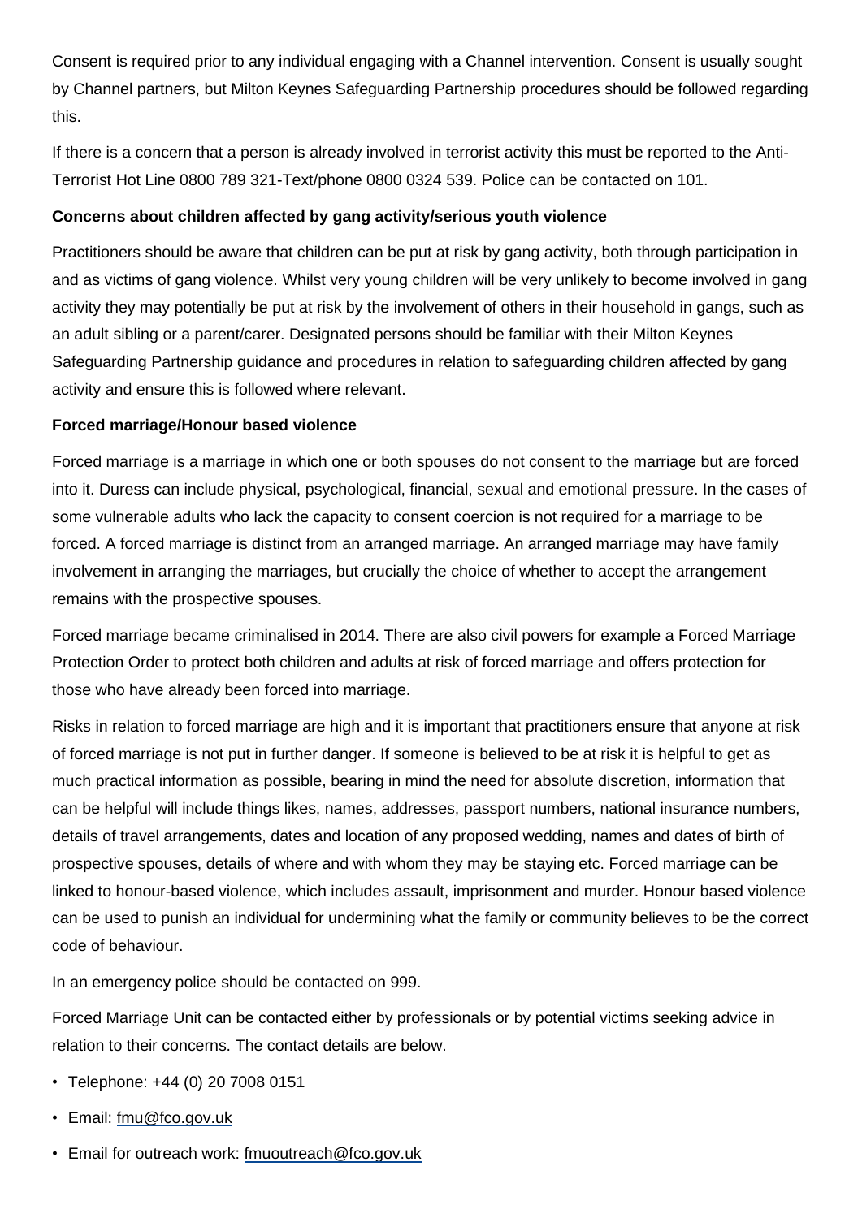Consent is required prior to any individual engaging with a Channel intervention. Consent is usually sought by Channel partners, but Milton Keynes Safeguarding Partnership procedures should be followed regarding this.

If there is a concern that a person is already involved in terrorist activity this must be reported to the Anti-Terrorist Hot Line 0800 789 321-Text/phone 0800 0324 539. Police can be contacted on 101.

**Concerns about children affected by gang activity/serious youth violence**

Practitioners should be aware that children can be put at risk by gang activity, both through participation in and as victims of gang violence. Whilst very young children will be very unlikely to become involved in gang activity they may potentially be put at risk by the involvement of others in their household in gangs, such as an adult sibling or a parent/carer. Designated persons should be familiar with their Milton Keynes Safeguarding Partnership guidance and procedures in relation to safeguarding children affected by gang activity and ensure this is followed where relevant.

**Forced marriage/Honour based violence**

Forced marriage is a marriage in which one or both spouses do not consent to the marriage but are forced into it. Duress can include physical, psychological, financial, sexual and emotional pressure. In the cases of some vulnerable adults who lack the capacity to consent coercion is not required for a marriage to be forced. A forced marriage is distinct from an arranged marriage. An arranged marriage may have family involvement in arranging the marriages, but crucially the choice of whether to accept the arrangement remains with the prospective spouses.

Forced marriage became criminalised in 2014. There are also civil powers for example a Forced Marriage Protection Order to protect both children and adults at risk of forced marriage and offers protection for those who have already been forced into marriage.

Risks in relation to forced marriage are high and it is important that practitioners ensure that anyone at risk of forced marriage is not put in further danger. If someone is believed to be at risk it is helpful to get as much practical information as possible, bearing in mind the need for absolute discretion, information that can be helpful will include things likes, names, addresses, passport numbers, national insurance numbers, details of travel arrangements, dates and location of any proposed wedding, names and dates of birth of prospective spouses, details of where and with whom they may be staying etc. Forced marriage can be linked to honour-based violence, which includes assault, imprisonment and murder. Honour based violence can be used to punish an individual for undermining what the family or community believes to be the correct code of behaviour.

In an emergency police should be contacted on 999.

Forced Marriage Unit can be contacted either by professionals or by potential victims seeking advice in relation to their concerns. The contact details are below.

- Telephone: +44 (0) 20 7008 0151
- Email: fmu@fco.gov.uk
- Email for outreach work: fmuoutreach@fco.gov.uk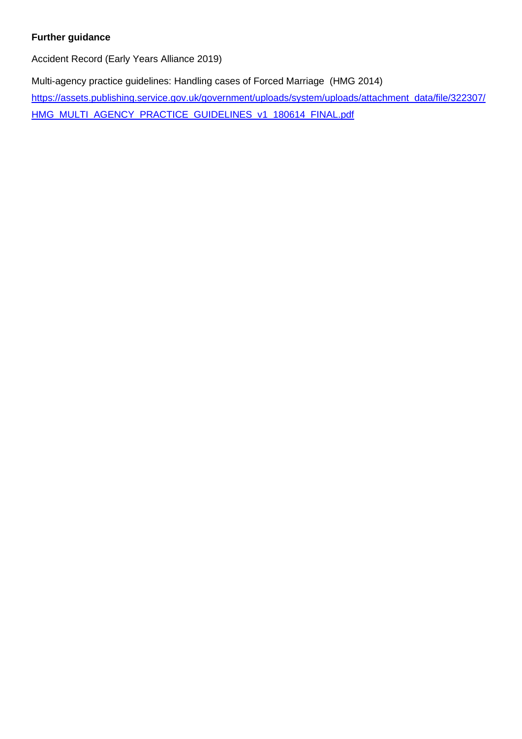**Further guidance**

Accident Record (Early Years Alliance 2019)

Multi-agency practice guidelines: Handling cases of Forced Marriage (HMG 2014)
https://assets.publishing.service.gov.uk/government/uploads/system/uploads/attachment_data/file/322307/HMG_MULTI_AGENCY_PRACTICE_GUIDELINES_v1_180614_FINAL.pdf